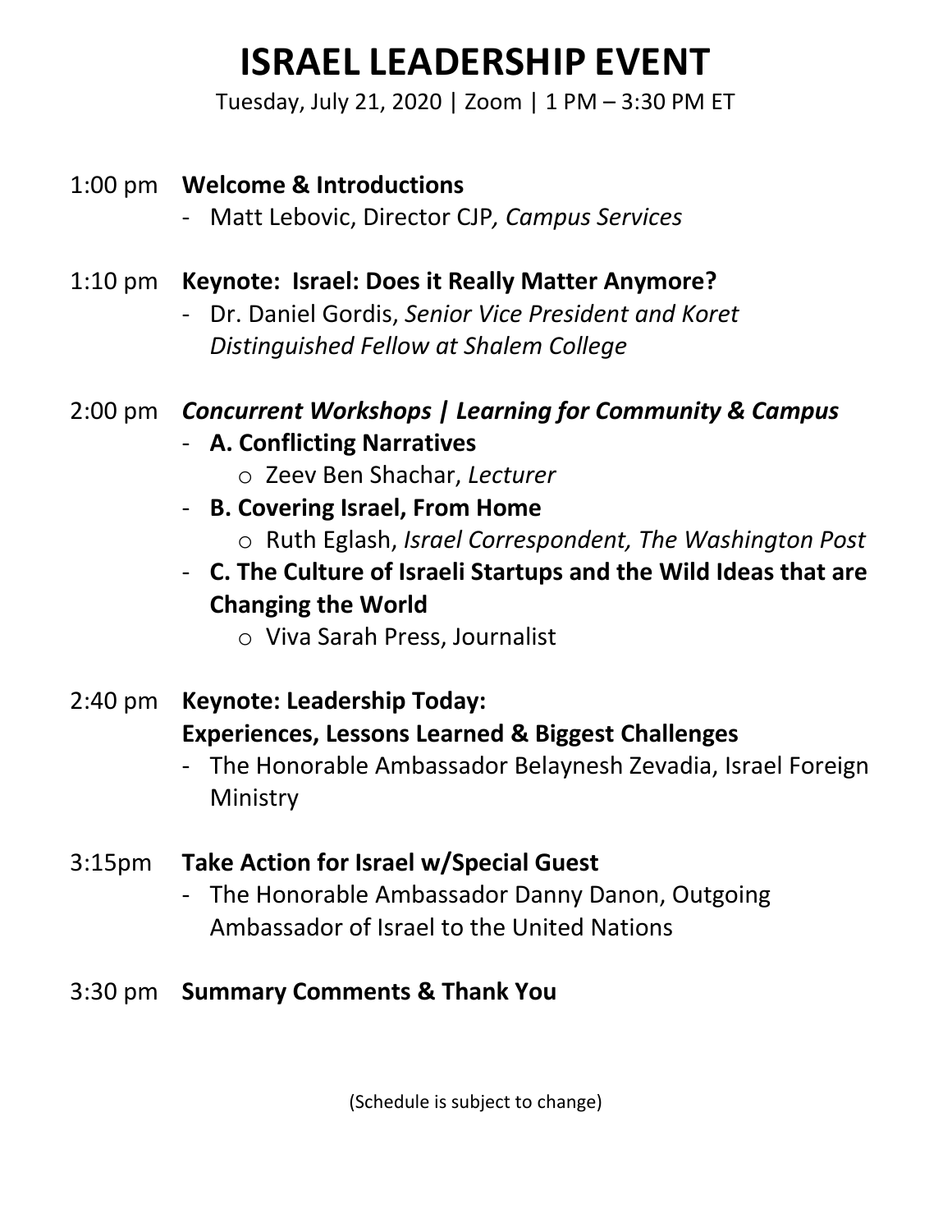# ISRAEL LEADERSHIP EVENT

Tuesday, July 21, 2020 | Zoom | 1 PM – 3:30 PM ET

1:00 pm **Welcome & Introductions**

- Matt Lebovic, Director CJP*, Campus Services*

1:10 pm **Keynote: Israel: Does it Really Matter Anymore?**

- Dr. Daniel Gordis, *Senior Vice President and Koret Distinguished Fellow at Shalem College*

2:00 pm ***Concurrent Workshops | Learning for Community & Campus***

- **A. Conflicting Narratives**
  - Zeev Ben Shachar, *Lecturer*
- **B. Covering Israel, From Home**
  - Ruth Eglash, *Israel Correspondent, The Washington Post*
- **C. The Culture of Israeli Startups and the Wild Ideas that are Changing the World**
  - Viva Sarah Press, Journalist

2:40 pm **Keynote: Leadership Today: Experiences, Lessons Learned & Biggest Challenges**

- The Honorable Ambassador Belaynesh Zevadia, Israel Foreign Ministry

3:15pm **Take Action for Israel w/Special Guest**

- The Honorable Ambassador Danny Danon, Outgoing Ambassador of Israel to the United Nations

3:30 pm **Summary Comments & Thank You**

(Schedule is subject to change)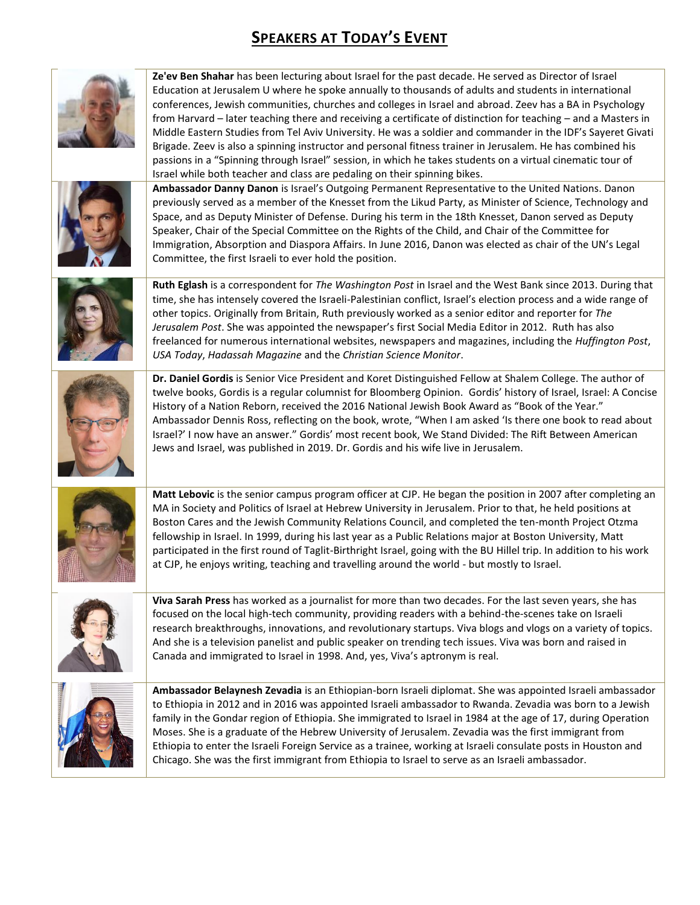# SPEAKERS AT TODAY'S EVENT

**Ze'ev Ben Shahar** has been lecturing about Israel for the past decade. He served as Director of Israel Education at Jerusalem U where he spoke annually to thousands of adults and students in international conferences, Jewish communities, churches and colleges in Israel and abroad. Zeev has a BA in Psychology from Harvard – later teaching there and receiving a certificate of distinction for teaching – and a Masters in Middle Eastern Studies from Tel Aviv University. He was a soldier and commander in the IDF's Sayeret Givati Brigade. Zeev is also a spinning instructor and personal fitness trainer in Jerusalem. He has combined his passions in a "Spinning through Israel" session, in which he takes students on a virtual cinematic tour of Israel while both teacher and class are pedaling on their spinning bikes.

**Ambassador Danny Danon** is Israel's Outgoing Permanent Representative to the United Nations. Danon previously served as a member of the Knesset from the Likud Party, as Minister of Science, Technology and Space, and as Deputy Minister of Defense. During his term in the 18th Knesset, Danon served as Deputy Speaker, Chair of the Special Committee on the Rights of the Child, and Chair of the Committee for Immigration, Absorption and Diaspora Affairs. In June 2016, Danon was elected as chair of the UN's Legal Committee, the first Israeli to ever hold the position.

**Ruth Eglash** is a correspondent for *The Washington Post* in Israel and the West Bank since 2013. During that time, she has intensely covered the Israeli-Palestinian conflict, Israel's election process and a wide range of other topics. Originally from Britain, Ruth previously worked as a senior editor and reporter for *The Jerusalem Post*. She was appointed the newspaper's first Social Media Editor in 2012. Ruth has also freelanced for numerous international websites, newspapers and magazines, including the *Huffington Post*, *USA Today*, *Hadassah Magazine* and the *Christian Science Monitor*.

**Dr. Daniel Gordis** is Senior Vice President and Koret Distinguished Fellow at Shalem College. The author of twelve books, Gordis is a regular columnist for Bloomberg Opinion. Gordis' history of Israel, Israel: A Concise History of a Nation Reborn, received the 2016 National Jewish Book Award as "Book of the Year." Ambassador Dennis Ross, reflecting on the book, wrote, "When I am asked 'Is there one book to read about Israel?' I now have an answer." Gordis' most recent book, We Stand Divided: The Rift Between American Jews and Israel, was published in 2019. Dr. Gordis and his wife live in Jerusalem.

**Matt Lebovic** is the senior campus program officer at CJP. He began the position in 2007 after completing an MA in Society and Politics of Israel at Hebrew University in Jerusalem. Prior to that, he held positions at Boston Cares and the Jewish Community Relations Council, and completed the ten-month Project Otzma fellowship in Israel. In 1999, during his last year as a Public Relations major at Boston University, Matt participated in the first round of Taglit-Birthright Israel, going with the BU Hillel trip. In addition to his work at CJP, he enjoys writing, teaching and travelling around the world - but mostly to Israel.

**Viva Sarah Press** has worked as a journalist for more than two decades. For the last seven years, she has focused on the local high-tech community, providing readers with a behind-the-scenes take on Israeli research breakthroughs, innovations, and revolutionary startups. Viva blogs and vlogs on a variety of topics. And she is a television panelist and public speaker on trending tech issues. Viva was born and raised in Canada and immigrated to Israel in 1998. And, yes, Viva's aptronym is real.

**Ambassador Belaynesh Zevadia** is an Ethiopian-born Israeli diplomat. She was appointed Israeli ambassador to Ethiopia in 2012 and in 2016 was appointed Israeli ambassador to Rwanda. Zevadia was born to a Jewish family in the Gondar region of Ethiopia. She immigrated to Israel in 1984 at the age of 17, during Operation Moses. She is a graduate of the Hebrew University of Jerusalem. Zevadia was the first immigrant from Ethiopia to enter the Israeli Foreign Service as a trainee, working at Israeli consulate posts in Houston and Chicago. She was the first immigrant from Ethiopia to Israel to serve as an Israeli ambassador.